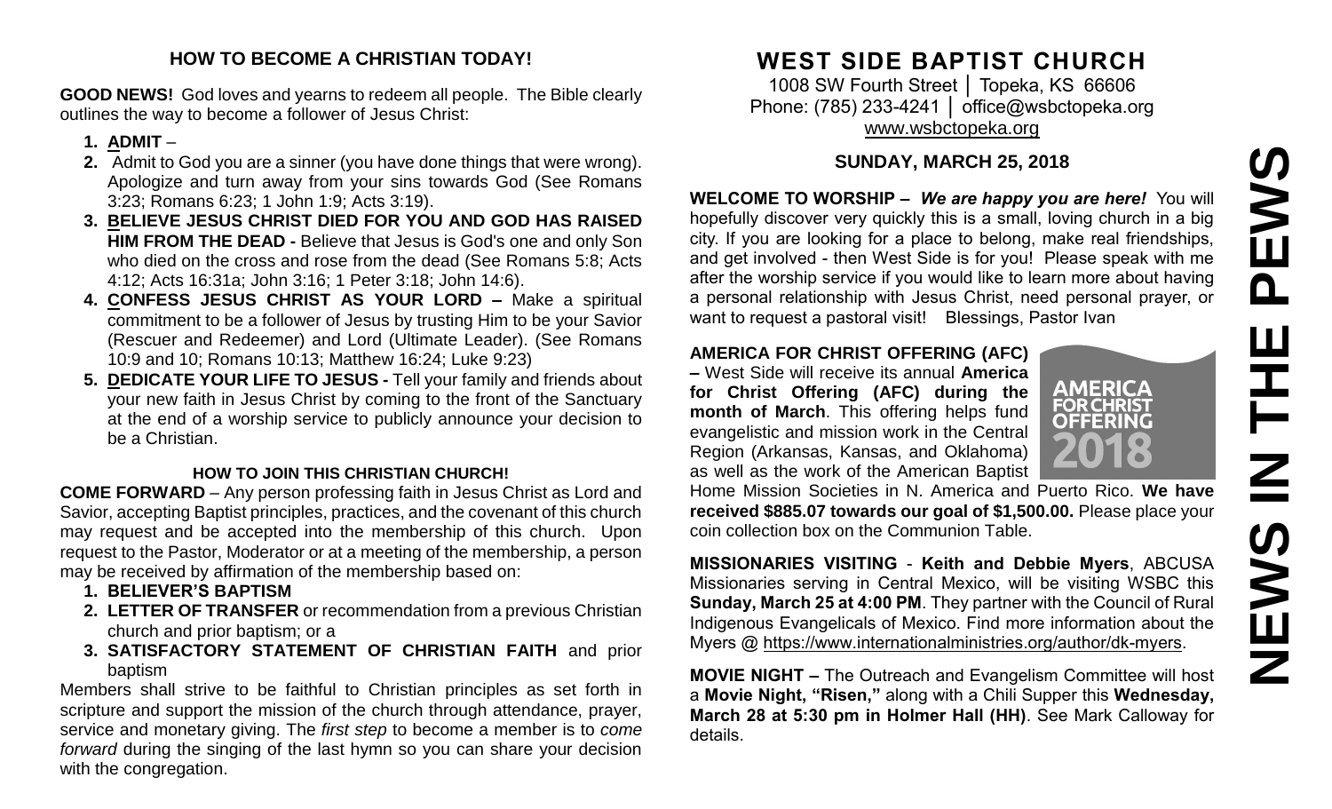## HOW TO BECOME A CHRISTIAN TODAY!

**GOOD NEWS!** God loves and yearns to redeem all people. The Bible clearly outlines the way to become a follower of Jesus Christ:

1. **ADMIT** –
2. Admit to God you are a sinner (you have done things that were wrong). Apologize and turn away from your sins towards God (See Romans 3:23; Romans 6:23; 1 John 1:9; Acts 3:19).
3. **BELIEVE JESUS CHRIST DIED FOR YOU AND GOD HAS RAISED HIM FROM THE DEAD -** Believe that Jesus is God's one and only Son who died on the cross and rose from the dead (See Romans 5:8; Acts 4:12; Acts 16:31a; John 3:16; 1 Peter 3:18; John 14:6).
4. **CONFESS JESUS CHRIST AS YOUR LORD –** Make a spiritual commitment to be a follower of Jesus by trusting Him to be your Savior (Rescuer and Redeemer) and Lord (Ultimate Leader). (See Romans 10:9 and 10; Romans 10:13; Matthew 16:24; Luke 9:23)
5. **DEDICATE YOUR LIFE TO JESUS -** Tell your family and friends about your new faith in Jesus Christ by coming to the front of the Sanctuary at the end of a worship service to publicly announce your decision to be a Christian.

### HOW TO JOIN THIS CHRISTIAN CHURCH!

**COME FORWARD** – Any person professing faith in Jesus Christ as Lord and Savior, accepting Baptist principles, practices, and the covenant of this church may request and be accepted into the membership of this church. Upon request to the Pastor, Moderator or at a meeting of the membership, a person may be received by affirmation of the membership based on:

1. **BELIEVER'S BAPTISM**
2. **LETTER OF TRANSFER** or recommendation from a previous Christian church and prior baptism; or a
3. **SATISFACTORY STATEMENT OF CHRISTIAN FAITH** and prior baptism

Members shall strive to be faithful to Christian principles as set forth in scripture and support the mission of the church through attendance, prayer, service and monetary giving. The *first step* to become a member is to *come forward* during the singing of the last hymn so you can share your decision with the congregation.

# WEST SIDE BAPTIST CHURCH

1008 SW Fourth Street │ Topeka, KS 66606
Phone: (785) 233-4241 │ office@wsbctopeka.org
www.wsbctopeka.org

## SUNDAY, MARCH 25, 2018

**WELCOME TO WORSHIP –** ***We are happy you are here!*** You will hopefully discover very quickly this is a small, loving church in a big city. If you are looking for a place to belong, make real friendships, and get involved - then West Side is for you! Please speak with me after the worship service if you would like to learn more about having a personal relationship with Jesus Christ, need personal prayer, or want to request a pastoral visit! Blessings, Pastor Ivan

**AMERICA FOR CHRIST OFFERING (AFC) –** West Side will receive its annual **America for Christ Offering (AFC) during the month of March**. This offering helps fund evangelistic and mission work in the Central Region (Arkansas, Kansas, and Oklahoma) as well as the work of the American Baptist Home Mission Societies in N. America and Puerto Rico. **We have received $885.07 towards our goal of $1,500.00.** Please place your coin collection box on the Communion Table.

**MISSIONARIES VISITING** - **Keith and Debbie Myers**, ABCUSA Missionaries serving in Central Mexico, will be visiting WSBC this **Sunday, March 25 at 4:00 PM**. They partner with the Council of Rural Indigenous Evangelicals of Mexico. Find more information about the Myers @ https://www.internationalministries.org/author/dk-myers.

**MOVIE NIGHT –** The Outreach and Evangelism Committee will host a **Movie Night, "Risen,"** along with a Chili Supper this **Wednesday, March 28 at 5:30 pm in Holmer Hall (HH)**. See Mark Calloway for details.

# NEWS IN THE PEWS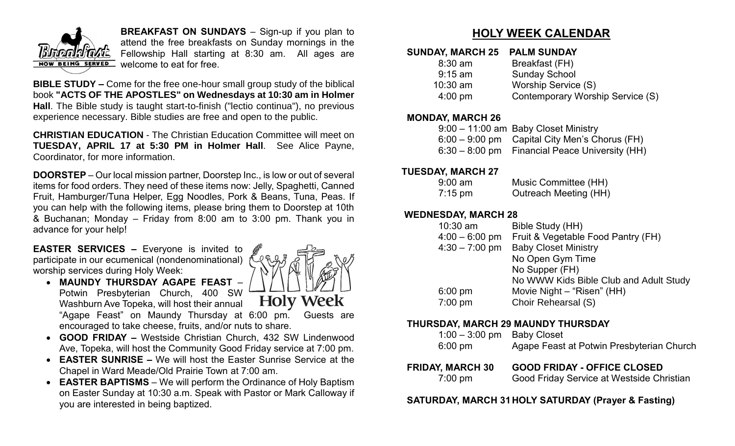**BREAKFAST ON SUNDAYS** – Sign-up if you plan to attend the free breakfasts on Sunday mornings in the Fellowship Hall starting at 8:30 am. All ages are welcome to eat for free.

**BIBLE STUDY –** Come for the free one-hour small group study of the biblical book **"ACTS OF THE APOSTLES" on Wednesdays at 10:30 am in Holmer Hall**. The Bible study is taught start-to-finish ("lectio continua"), no previous experience necessary. Bible studies are free and open to the public.

**CHRISTIAN EDUCATION** - The Christian Education Committee will meet on **TUESDAY, APRIL 17 at 5:30 PM in Holmer Hall**. See Alice Payne, Coordinator, for more information.

**DOORSTEP** – Our local mission partner, Doorstep Inc., is low or out of several items for food orders. They need of these items now: Jelly, Spaghetti, Canned Fruit, Hamburger/Tuna Helper, Egg Noodles, Pork & Beans, Tuna, Peas. If you can help with the following items, please bring them to Doorstep at 10th & Buchanan; Monday – Friday from 8:00 am to 3:00 pm. Thank you in advance for your help!

**EASTER SERVICES –** Everyone is invited to participate in our ecumenical (nondenominational) worship services during Holy Week:

- **MAUNDY THURSDAY AGAPE FEAST** – Potwin Presbyterian Church, 400 SW Washburn Ave Topeka, will host their annual "Agape Feast" on Maundy Thursday at 6:00 pm. Guests are encouraged to take cheese, fruits, and/or nuts to share.
- **GOOD FRIDAY –** Westside Christian Church, 432 SW Lindenwood Ave, Topeka, will host the Community Good Friday service at 7:00 pm.
- **EASTER SUNRISE –** We will host the Easter Sunrise Service at the Chapel in Ward Meade/Old Prairie Town at 7:00 am.
- **EASTER BAPTISMS** – We will perform the Ordinance of Holy Baptism on Easter Sunday at 10:30 a.m. Speak with Pastor or Mark Calloway if you are interested in being baptized.

## HOLY WEEK CALENDAR

**SUNDAY, MARCH 25 PALM SUNDAY**

| | |
|---|---|
| 8:30 am | Breakfast (FH) |
| 9:15 am | Sunday School |
| 10:30 am | Worship Service (S) |
| 4:00 pm | Contemporary Worship Service (S) |

**MONDAY, MARCH 26**

| | |
|---|---|
| 9:00 – 11:00 am | Baby Closet Ministry |
| 6:00 – 9:00 pm | Capital City Men's Chorus (FH) |
| 6:30 – 8:00 pm | Financial Peace University (HH) |

**TUESDAY, MARCH 27**

| | |
|---|---|
| 9:00 am | Music Committee (HH) |
| 7:15 pm | Outreach Meeting (HH) |

**WEDNESDAY, MARCH 28**

| | |
|---|---|
| 10:30 am | Bible Study (HH) |
| 4:00 – 6:00 pm | Fruit & Vegetable Food Pantry (FH) |
| 4:30 – 7:00 pm | Baby Closet Ministry |
| | No Open Gym Time |
| | No Supper (FH) |
| | No WWW Kids Bible Club and Adult Study |
| 6:00 pm | Movie Night – "Risen" (HH) |
| 7:00 pm | Choir Rehearsal (S) |

**THURSDAY, MARCH 29 MAUNDY THURSDAY**

| | |
|---|---|
| 1:00 – 3:00 pm | Baby Closet |
| 6:00 pm | Agape Feast at Potwin Presbyterian Church |

**FRIDAY, MARCH 30 GOOD FRIDAY - OFFICE CLOSED**

| | |
|---|---|
| 7:00 pm | Good Friday Service at Westside Christian |

**SATURDAY, MARCH 31 HOLY SATURDAY (Prayer & Fasting)**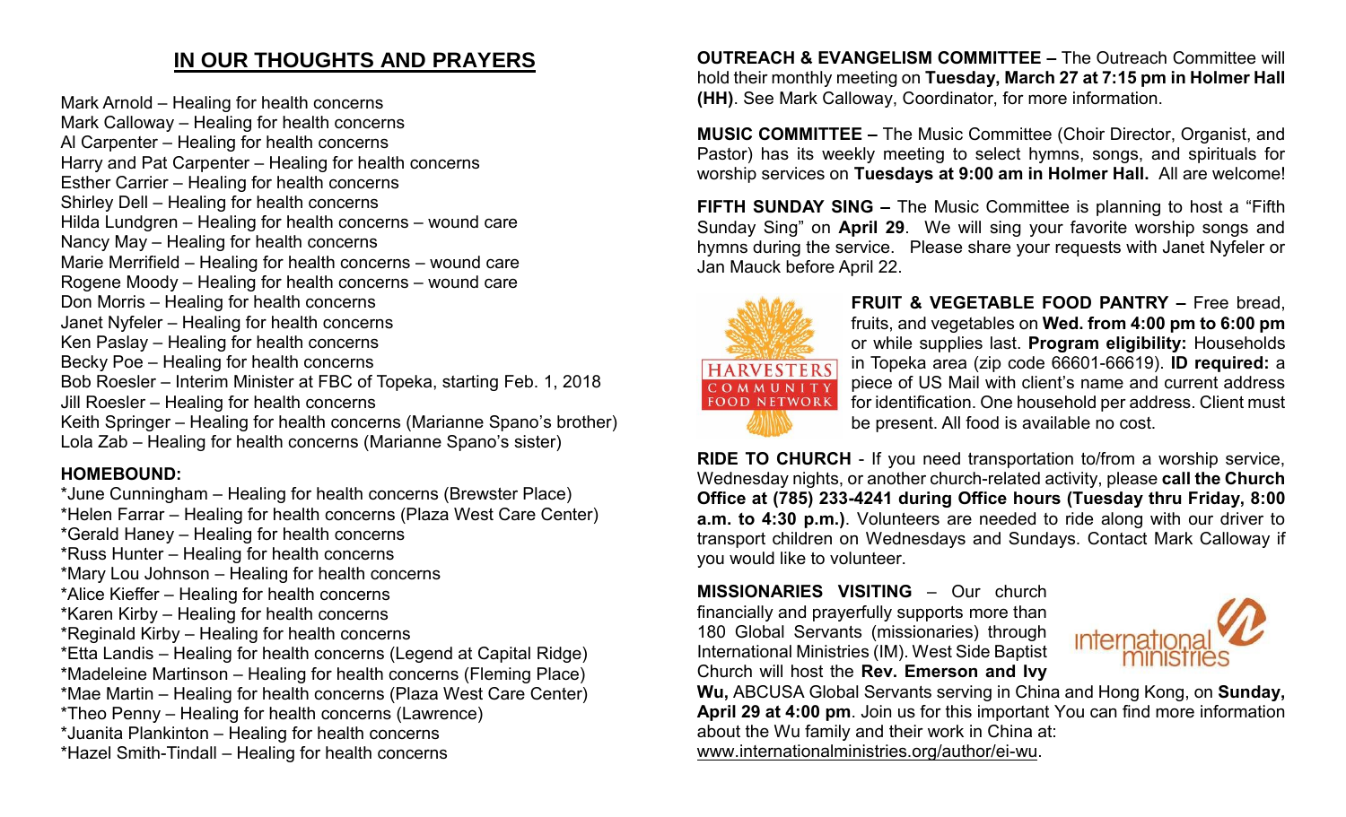## IN OUR THOUGHTS AND PRAYERS

Mark Arnold – Healing for health concerns
Mark Calloway – Healing for health concerns
Al Carpenter – Healing for health concerns
Harry and Pat Carpenter – Healing for health concerns
Esther Carrier – Healing for health concerns
Shirley Dell – Healing for health concerns
Hilda Lundgren – Healing for health concerns – wound care
Nancy May – Healing for health concerns
Marie Merrifield – Healing for health concerns – wound care
Rogene Moody – Healing for health concerns – wound care
Don Morris – Healing for health concerns
Janet Nyfeler – Healing for health concerns
Ken Paslay – Healing for health concerns
Becky Poe – Healing for health concerns
Bob Roesler – Interim Minister at FBC of Topeka, starting Feb. 1, 2018
Jill Roesler – Healing for health concerns
Keith Springer – Healing for health concerns (Marianne Spano's brother)
Lola Zab – Healing for health concerns (Marianne Spano's sister)

**HOMEBOUND:**

*June Cunningham – Healing for health concerns (Brewster Place)
*Helen Farrar – Healing for health concerns (Plaza West Care Center)
*Gerald Haney – Healing for health concerns
*Russ Hunter – Healing for health concerns
*Mary Lou Johnson – Healing for health concerns
*Alice Kieffer – Healing for health concerns
*Karen Kirby – Healing for health concerns
*Reginald Kirby – Healing for health concerns
*Etta Landis – Healing for health concerns (Legend at Capital Ridge)
*Madeleine Martinson – Healing for health concerns (Fleming Place)
*Mae Martin – Healing for health concerns (Plaza West Care Center)
*Theo Penny – Healing for health concerns (Lawrence)
*Juanita Plankinton – Healing for health concerns
*Hazel Smith-Tindall – Healing for health concerns

**OUTREACH & EVANGELISM COMMITTEE –** The Outreach Committee will hold their monthly meeting on **Tuesday, March 27 at 7:15 pm in Holmer Hall (HH)**. See Mark Calloway, Coordinator, for more information.

**MUSIC COMMITTEE –** The Music Committee (Choir Director, Organist, and Pastor) has its weekly meeting to select hymns, songs, and spirituals for worship services on **Tuesdays at 9:00 am in Holmer Hall.** All are welcome!

**FIFTH SUNDAY SING –** The Music Committee is planning to host a "Fifth Sunday Sing" on **April 29**. We will sing your favorite worship songs and hymns during the service. Please share your requests with Janet Nyfeler or Jan Mauck before April 22.

**FRUIT & VEGETABLE FOOD PANTRY –** Free bread, fruits, and vegetables on **Wed. from 4:00 pm to 6:00 pm** or while supplies last. **Program eligibility:** Households in Topeka area (zip code 66601-66619). **ID required:** a piece of US Mail with client's name and current address for identification. One household per address. Client must be present. All food is available no cost.

**RIDE TO CHURCH** - If you need transportation to/from a worship service, Wednesday nights, or another church-related activity, please **call the Church Office at (785) 233-4241 during Office hours (Tuesday thru Friday, 8:00 a.m. to 4:30 p.m.)**. Volunteers are needed to ride along with our driver to transport children on Wednesdays and Sundays. Contact Mark Calloway if you would like to volunteer.

**MISSIONARIES VISITING** – Our church financially and prayerfully supports more than 180 Global Servants (missionaries) through International Ministries (IM). West Side Baptist Church will host the **Rev. Emerson and Ivy Wu,** ABCUSA Global Servants serving in China and Hong Kong, on **Sunday, April 29 at 4:00 pm**. Join us for this important You can find more information about the Wu family and their work in China at: www.internationalministries.org/author/ei-wu.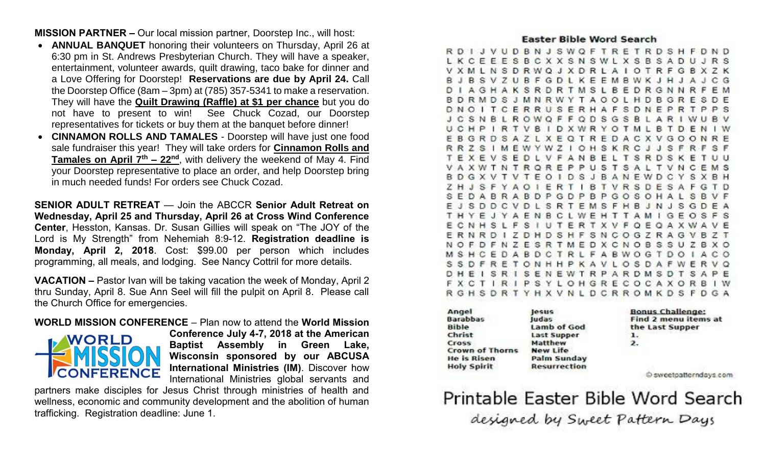**MISSION PARTNER –** Our local mission partner, Doorstep Inc., will host:

- **ANNUAL BANQUET** honoring their volunteers on Thursday, April 26 at 6:30 pm in St. Andrews Presbyterian Church. They will have a speaker, entertainment, volunteer awards, quilt drawing, taco bake for dinner and a Love Offering for Doorstep! **Reservations are due by April 24.** Call the Doorstep Office (8am – 3pm) at (785) 357-5341 to make a reservation. They will have the **Quilt Drawing (Raffle) at $1 per chance** but you do not have to present to win! See Chuck Cozad, our Doorstep representatives for tickets or buy them at the banquet before dinner!
- **CINNAMON ROLLS AND TAMALES** - Doorstep will have just one food sale fundraiser this year! They will take orders for **Cinnamon Rolls and Tamales on April 7th – 22nd**, with delivery the weekend of May 4. Find your Doorstep representative to place an order, and help Doorstep bring in much needed funds! For orders see Chuck Cozad.

**SENIOR ADULT RETREAT** — Join the ABCCR **Senior Adult Retreat on Wednesday, April 25 and Thursday, April 26 at Cross Wind Conference Center**, Hesston, Kansas. Dr. Susan Gillies will speak on "The JOY of the Lord is My Strength" from Nehemiah 8:9-12. **Registration deadline is Monday, April 2, 2018**. Cost: $99.00 per person which includes programming, all meals, and lodging. See Nancy Cottril for more details.

**VACATION –** Pastor Ivan will be taking vacation the week of Monday, April 2 thru Sunday, April 8. Sue Ann Seel will fill the pulpit on April 8. Please call the Church Office for emergencies.

**WORLD MISSION CONFERENCE** – Plan now to attend the **World Mission Conference July 4-7, 2018 at the American Baptist Assembly in Green Lake, Wisconsin sponsored by our ABCUSA International Ministries (IM)**. Discover how International Ministries global servants and partners make disciples for Jesus Christ through ministries of health and wellness, economic and community development and the abolition of human trafficking. Registration deadline: June 1.

**Easter Bible Word Search**

```
R D I J V U D B N J S W Q F T R E T R D S H F D N D
L K C E E E S B C X X S N S W L X S B S A D U J R S
V X M L N S D R W Q J X D R L A I O T R F G B X Z K
B J B S V Z U B F G D L K E E M B W K J H J A J C G
D I A G H A K S R D R T M S L B E D R G N N R F E M
B D R M D S J M N R W Y T A O O L H D B G R E S D E
D N O I T C E R R U S E R H A F S D N E P R T P P S
J C S N B L R O W Q F F Q D S G S B L A R I W U B V
U C H P I R T V B I D X W R Y O T M L B T D E N I W
E B G R D S A Z L X E Q T R E D A C X V G O O N R E
R R Z S I M E W Y W Z I O H S K R C J J S F R F S F
T E X E V S E D L V F A N B E L T S R D S K E T U U
V A X W T N T R Q R E P P U S T S A L T V N C E M S
B D G X V T V T E O I D S J B A N E W D C Y S X B H
Z H J S F Y A O I E R T I B T V R S D E S A F G T D
S E D A B R A B D P G D P B P G O S O H A L S B V F
E J S D D C V D L S R T E M S F H B J N J S G D E A
T H Y E J Y A E N B C L W E H T T A M I G E O S F S
E C N H S L F S I U T E R T X V F Q E Q A X W A V E
E R N R D I Z D H D S H F S N C O G Z R A G V B Z T
N O F D F N Z E S R T M E D X C N O B S S U Z B X O
M S H C E D A B D C T R L F A B W O G T D O I A C O
S S D F R E T O N H H P K A V L O S D A F W E R V Q
D H E I S R I S E N E W T R P A R D M S D T S A P E
F X C T I R I P S Y L O H G R E C O C A X O R B I W
R G H S D R T Y H X V N L D C R R O M K D S F D G A
```

| | | |
|---|---|---|
| Angel | Jesus | **Bonus Challenge:** |
| Barabbas | Judas | Find 2 menu items at the Last Supper |
| Bible | Lamb of God | 1. |
| Christ | Last Supper | 2. |
| Cross | Matthew | |
| Crown of Thorns | New Life | |
| He is Risen | Palm Sunday | |
| Holy Spirit | Resurrection | |

© sweetpatterndays.com

Printable Easter Bible Word Search

designed by Sweet Pattern Days